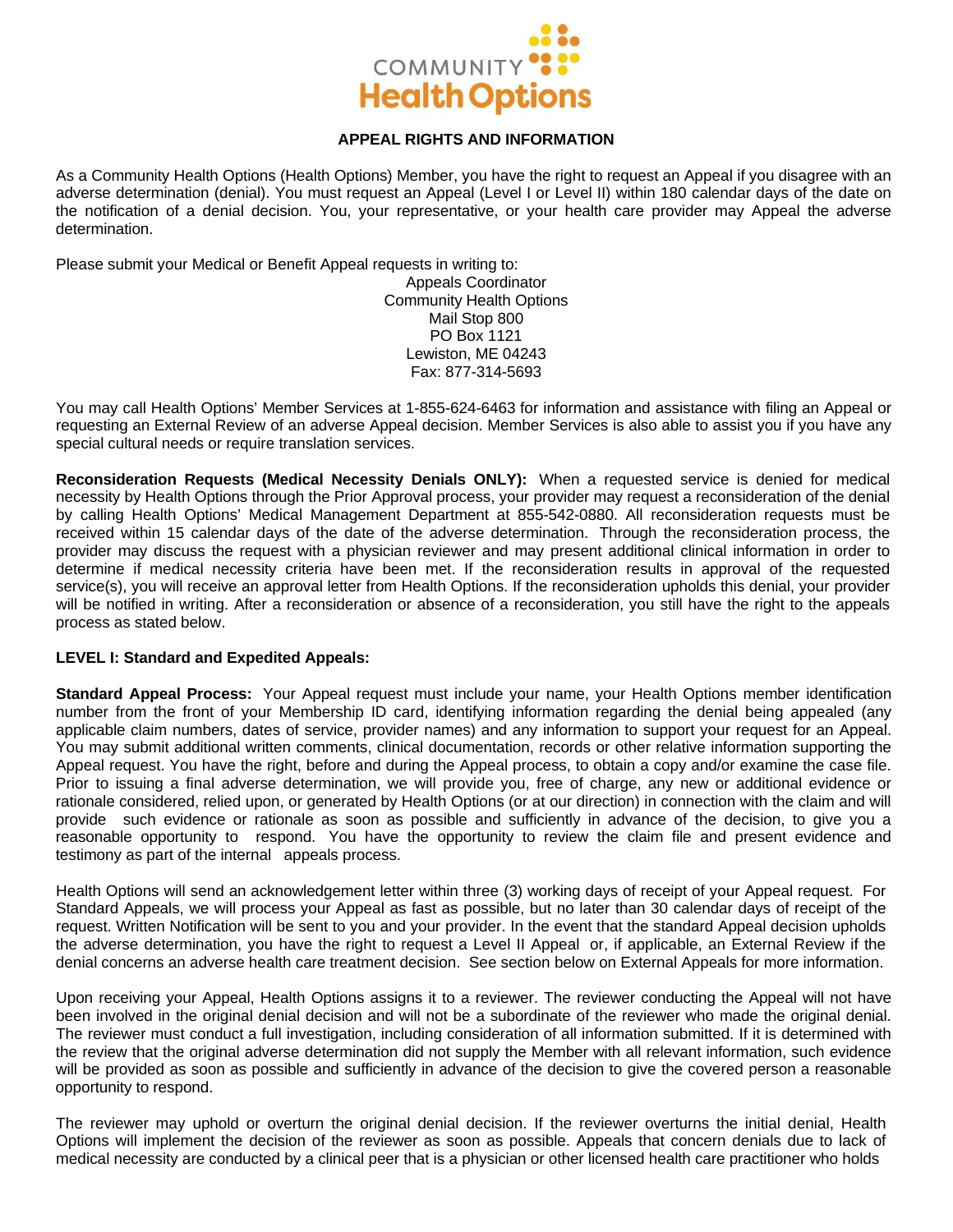COMMUNITY Health Options

# APPEAL RIGHTS AND INFORMATION

As a Community Health Options (Health Options) Member, you have the right to request an Appeal if you disagree with an adverse determination (denial). You must request an Appeal (Level I or Level II) within 180 calendar days of the date on the notification of a denial decision. You, your representative, or your health care provider may Appeal the adverse determination.

Please submit your Medical or Benefit Appeal requests in writing to:

Appeals Coordinator
Community Health Options
Mail Stop 800
PO Box 1121
Lewiston, ME 04243
Fax: 877-314-5693

You may call Health Options' Member Services at 1-855-624-6463 for information and assistance with filing an Appeal or requesting an External Review of an adverse Appeal decision. Member Services is also able to assist you if you have any special cultural needs or require translation services.

**Reconsideration Requests (Medical Necessity Denials ONLY):** When a requested service is denied for medical necessity by Health Options through the Prior Approval process, your provider may request a reconsideration of the denial by calling Health Options' Medical Management Department at 855-542-0880. All reconsideration requests must be received within 15 calendar days of the date of the adverse determination. Through the reconsideration process, the provider may discuss the request with a physician reviewer and may present additional clinical information in order to determine if medical necessity criteria have been met. If the reconsideration results in approval of the requested service(s), you will receive an approval letter from Health Options. If the reconsideration upholds this denial, your provider will be notified in writing. After a reconsideration or absence of a reconsideration, you still have the right to the appeals process as stated below.

**LEVEL I: Standard and Expedited Appeals:**

**Standard Appeal Process:** Your Appeal request must include your name, your Health Options member identification number from the front of your Membership ID card, identifying information regarding the denial being appealed (any applicable claim numbers, dates of service, provider names) and any information to support your request for an Appeal. You may submit additional written comments, clinical documentation, records or other relative information supporting the Appeal request. You have the right, before and during the Appeal process, to obtain a copy and/or examine the case file. Prior to issuing a final adverse determination, we will provide you, free of charge, any new or additional evidence or rationale considered, relied upon, or generated by Health Options (or at our direction) in connection with the claim and will provide such evidence or rationale as soon as possible and sufficiently in advance of the decision, to give you a reasonable opportunity to respond. You have the opportunity to review the claim file and present evidence and testimony as part of the internal appeals process.

Health Options will send an acknowledgement letter within three (3) working days of receipt of your Appeal request. For Standard Appeals, we will process your Appeal as fast as possible, but no later than 30 calendar days of receipt of the request. Written Notification will be sent to you and your provider. In the event that the standard Appeal decision upholds the adverse determination, you have the right to request a Level II Appeal or, if applicable, an External Review if the denial concerns an adverse health care treatment decision. See section below on External Appeals for more information.

Upon receiving your Appeal, Health Options assigns it to a reviewer. The reviewer conducting the Appeal will not have been involved in the original denial decision and will not be a subordinate of the reviewer who made the original denial. The reviewer must conduct a full investigation, including consideration of all information submitted. If it is determined with the review that the original adverse determination did not supply the Member with all relevant information, such evidence will be provided as soon as possible and sufficiently in advance of the decision to give the covered person a reasonable opportunity to respond.

The reviewer may uphold or overturn the original denial decision. If the reviewer overturns the initial denial, Health Options will implement the decision of the reviewer as soon as possible. Appeals that concern denials due to lack of medical necessity are conducted by a clinical peer that is a physician or other licensed health care practitioner who holds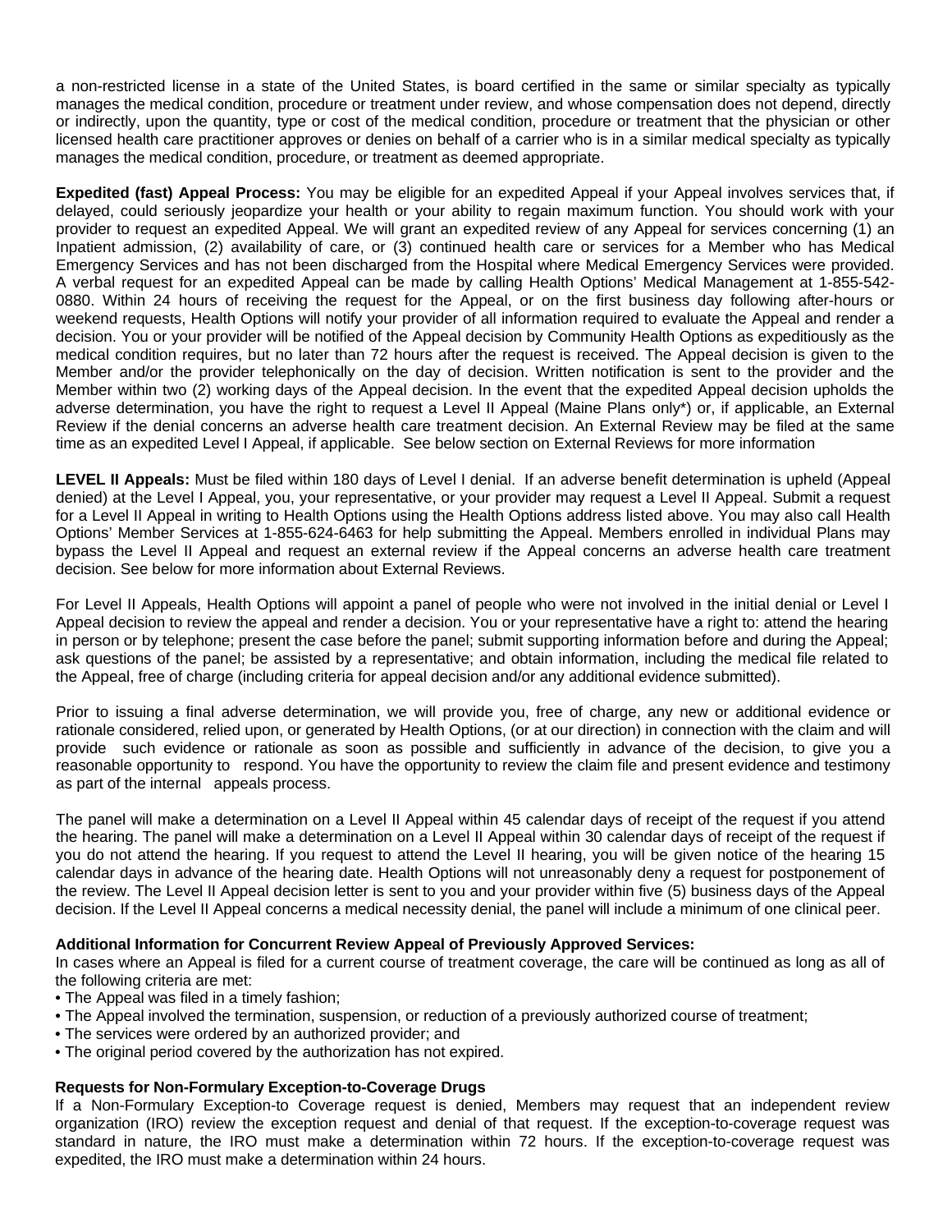a non-restricted license in a state of the United States, is board certified in the same or similar specialty as typically manages the medical condition, procedure or treatment under review, and whose compensation does not depend, directly or indirectly, upon the quantity, type or cost of the medical condition, procedure or treatment that the physician or other licensed health care practitioner approves or denies on behalf of a carrier who is in a similar medical specialty as typically manages the medical condition, procedure, or treatment as deemed appropriate.

**Expedited (fast) Appeal Process:** You may be eligible for an expedited Appeal if your Appeal involves services that, if delayed, could seriously jeopardize your health or your ability to regain maximum function. You should work with your provider to request an expedited Appeal. We will grant an expedited review of any Appeal for services concerning (1) an Inpatient admission, (2) availability of care, or (3) continued health care or services for a Member who has Medical Emergency Services and has not been discharged from the Hospital where Medical Emergency Services were provided. A verbal request for an expedited Appeal can be made by calling Health Options' Medical Management at 1-855-542-0880. Within 24 hours of receiving the request for the Appeal, or on the first business day following after-hours or weekend requests, Health Options will notify your provider of all information required to evaluate the Appeal and render a decision. You or your provider will be notified of the Appeal decision by Community Health Options as expeditiously as the medical condition requires, but no later than 72 hours after the request is received. The Appeal decision is given to the Member and/or the provider telephonically on the day of decision. Written notification is sent to the provider and the Member within two (2) working days of the Appeal decision. In the event that the expedited Appeal decision upholds the adverse determination, you have the right to request a Level II Appeal (Maine Plans only*) or, if applicable, an External Review if the denial concerns an adverse health care treatment decision. An External Review may be filed at the same time as an expedited Level I Appeal, if applicable. See below section on External Reviews for more information

**LEVEL II Appeals:** Must be filed within 180 days of Level I denial. If an adverse benefit determination is upheld (Appeal denied) at the Level I Appeal, you, your representative, or your provider may request a Level II Appeal. Submit a request for a Level II Appeal in writing to Health Options using the Health Options address listed above. You may also call Health Options' Member Services at 1-855-624-6463 for help submitting the Appeal. Members enrolled in individual Plans may bypass the Level II Appeal and request an external review if the Appeal concerns an adverse health care treatment decision. See below for more information about External Reviews.

For Level II Appeals, Health Options will appoint a panel of people who were not involved in the initial denial or Level I Appeal decision to review the appeal and render a decision. You or your representative have a right to: attend the hearing in person or by telephone; present the case before the panel; submit supporting information before and during the Appeal; ask questions of the panel; be assisted by a representative; and obtain information, including the medical file related to the Appeal, free of charge (including criteria for appeal decision and/or any additional evidence submitted).

Prior to issuing a final adverse determination, we will provide you, free of charge, any new or additional evidence or rationale considered, relied upon, or generated by Health Options, (or at our direction) in connection with the claim and will provide such evidence or rationale as soon as possible and sufficiently in advance of the decision, to give you a reasonable opportunity to respond. You have the opportunity to review the claim file and present evidence and testimony as part of the internal appeals process.

The panel will make a determination on a Level II Appeal within 45 calendar days of receipt of the request if you attend the hearing. The panel will make a determination on a Level II Appeal within 30 calendar days of receipt of the request if you do not attend the hearing. If you request to attend the Level II hearing, you will be given notice of the hearing 15 calendar days in advance of the hearing date. Health Options will not unreasonably deny a request for postponement of the review. The Level II Appeal decision letter is sent to you and your provider within five (5) business days of the Appeal decision. If the Level II Appeal concerns a medical necessity denial, the panel will include a minimum of one clinical peer.

**Additional Information for Concurrent Review Appeal of Previously Approved Services:**
In cases where an Appeal is filed for a current course of treatment coverage, the care will be continued as long as all of the following criteria are met:

- The Appeal was filed in a timely fashion;
- The Appeal involved the termination, suspension, or reduction of a previously authorized course of treatment;
- The services were ordered by an authorized provider; and
- The original period covered by the authorization has not expired.

**Requests for Non-Formulary Exception-to-Coverage Drugs**
If a Non-Formulary Exception-to Coverage request is denied, Members may request that an independent review organization (IRO) review the exception request and denial of that request. If the exception-to-coverage request was standard in nature, the IRO must make a determination within 72 hours. If the exception-to-coverage request was expedited, the IRO must make a determination within 24 hours.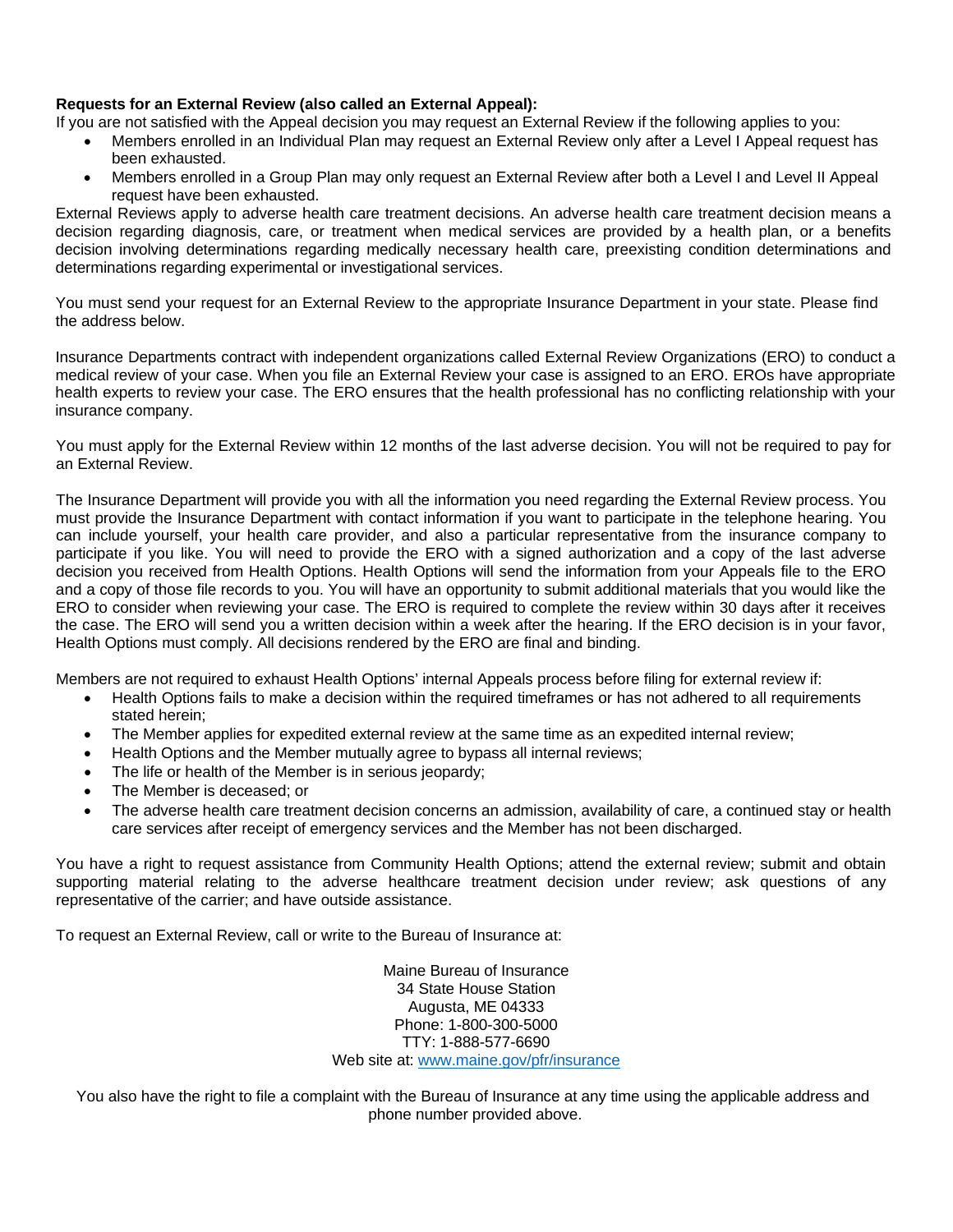**Requests for an External Review (also called an External Appeal):**

If you are not satisfied with the Appeal decision you may request an External Review if the following applies to you:

- Members enrolled in an Individual Plan may request an External Review only after a Level I Appeal request has been exhausted.
- Members enrolled in a Group Plan may only request an External Review after both a Level I and Level II Appeal request have been exhausted.

External Reviews apply to adverse health care treatment decisions. An adverse health care treatment decision means a decision regarding diagnosis, care, or treatment when medical services are provided by a health plan, or a benefits decision involving determinations regarding medically necessary health care, preexisting condition determinations and determinations regarding experimental or investigational services.

You must send your request for an External Review to the appropriate Insurance Department in your state. Please find the address below.

Insurance Departments contract with independent organizations called External Review Organizations (ERO) to conduct a medical review of your case. When you file an External Review your case is assigned to an ERO. EROs have appropriate health experts to review your case. The ERO ensures that the health professional has no conflicting relationship with your insurance company.

You must apply for the External Review within 12 months of the last adverse decision. You will not be required to pay for an External Review.

The Insurance Department will provide you with all the information you need regarding the External Review process. You must provide the Insurance Department with contact information if you want to participate in the telephone hearing. You can include yourself, your health care provider, and also a particular representative from the insurance company to participate if you like. You will need to provide the ERO with a signed authorization and a copy of the last adverse decision you received from Health Options. Health Options will send the information from your Appeals file to the ERO and a copy of those file records to you. You will have an opportunity to submit additional materials that you would like the ERO to consider when reviewing your case. The ERO is required to complete the review within 30 days after it receives the case. The ERO will send you a written decision within a week after the hearing. If the ERO decision is in your favor, Health Options must comply. All decisions rendered by the ERO are final and binding.

Members are not required to exhaust Health Options' internal Appeals process before filing for external review if:

- Health Options fails to make a decision within the required timeframes or has not adhered to all requirements stated herein;
- The Member applies for expedited external review at the same time as an expedited internal review;
- Health Options and the Member mutually agree to bypass all internal reviews;
- The life or health of the Member is in serious jeopardy;
- The Member is deceased; or
- The adverse health care treatment decision concerns an admission, availability of care, a continued stay or health care services after receipt of emergency services and the Member has not been discharged.

You have a right to request assistance from Community Health Options; attend the external review; submit and obtain supporting material relating to the adverse healthcare treatment decision under review; ask questions of any representative of the carrier; and have outside assistance.

To request an External Review, call or write to the Bureau of Insurance at:

Maine Bureau of Insurance
34 State House Station
Augusta, ME 04333
Phone: 1-800-300-5000
TTY: 1-888-577-6690
Web site at: www.maine.gov/pfr/insurance

You also have the right to file a complaint with the Bureau of Insurance at any time using the applicable address and phone number provided above.